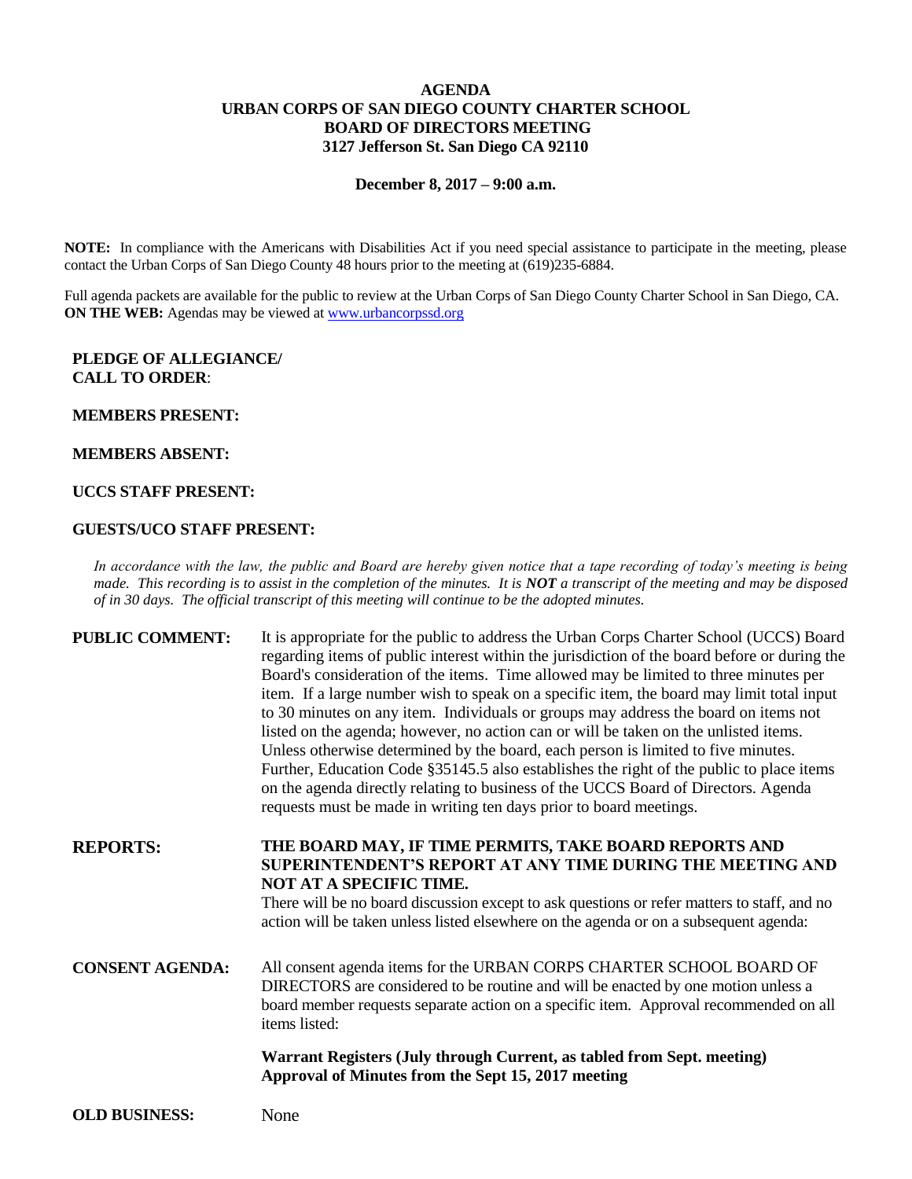# AGENDA
# URBAN CORPS OF SAN DIEGO COUNTY CHARTER SCHOOL
# BOARD OF DIRECTORS MEETING
# 3127 Jefferson St. San Diego CA 92110

**December 8, 2017 – 9:00 a.m.**

**NOTE:** In compliance with the Americans with Disabilities Act if you need special assistance to participate in the meeting, please contact the Urban Corps of San Diego County 48 hours prior to the meeting at (619)235-6884.

Full agenda packets are available for the public to review at the Urban Corps of San Diego County Charter School in San Diego, CA. **ON THE WEB:** Agendas may be viewed at www.urbancorpssd.org

**PLEDGE OF ALLEGIANCE/**
**CALL TO ORDER**:

**MEMBERS PRESENT:**

**MEMBERS ABSENT:**

**UCCS STAFF PRESENT:**

**GUESTS/UCO STAFF PRESENT:**

*In accordance with the law, the public and Board are hereby given notice that a tape recording of today's meeting is being made. This recording is to assist in the completion of the minutes. It is **NOT** a transcript of the meeting and may be disposed of in 30 days. The official transcript of this meeting will continue to be the adopted minutes.*

**PUBLIC COMMENT:** It is appropriate for the public to address the Urban Corps Charter School (UCCS) Board regarding items of public interest within the jurisdiction of the board before or during the Board's consideration of the items. Time allowed may be limited to three minutes per item. If a large number wish to speak on a specific item, the board may limit total input to 30 minutes on any item. Individuals or groups may address the board on items not listed on the agenda; however, no action can or will be taken on the unlisted items. Unless otherwise determined by the board, each person is limited to five minutes. Further, Education Code §35145.5 also establishes the right of the public to place items on the agenda directly relating to business of the UCCS Board of Directors. Agenda requests must be made in writing ten days prior to board meetings.

**REPORTS:** **THE BOARD MAY, IF TIME PERMITS, TAKE BOARD REPORTS AND SUPERINTENDENT'S REPORT AT ANY TIME DURING THE MEETING AND NOT AT A SPECIFIC TIME.**
There will be no board discussion except to ask questions or refer matters to staff, and no action will be taken unless listed elsewhere on the agenda or on a subsequent agenda:

**CONSENT AGENDA:** All consent agenda items for the URBAN CORPS CHARTER SCHOOL BOARD OF DIRECTORS are considered to be routine and will be enacted by one motion unless a board member requests separate action on a specific item. Approval recommended on all items listed:

**Warrant Registers (July through Current, as tabled from Sept. meeting)**
**Approval of Minutes from the Sept 15, 2017 meeting**

**OLD BUSINESS:** None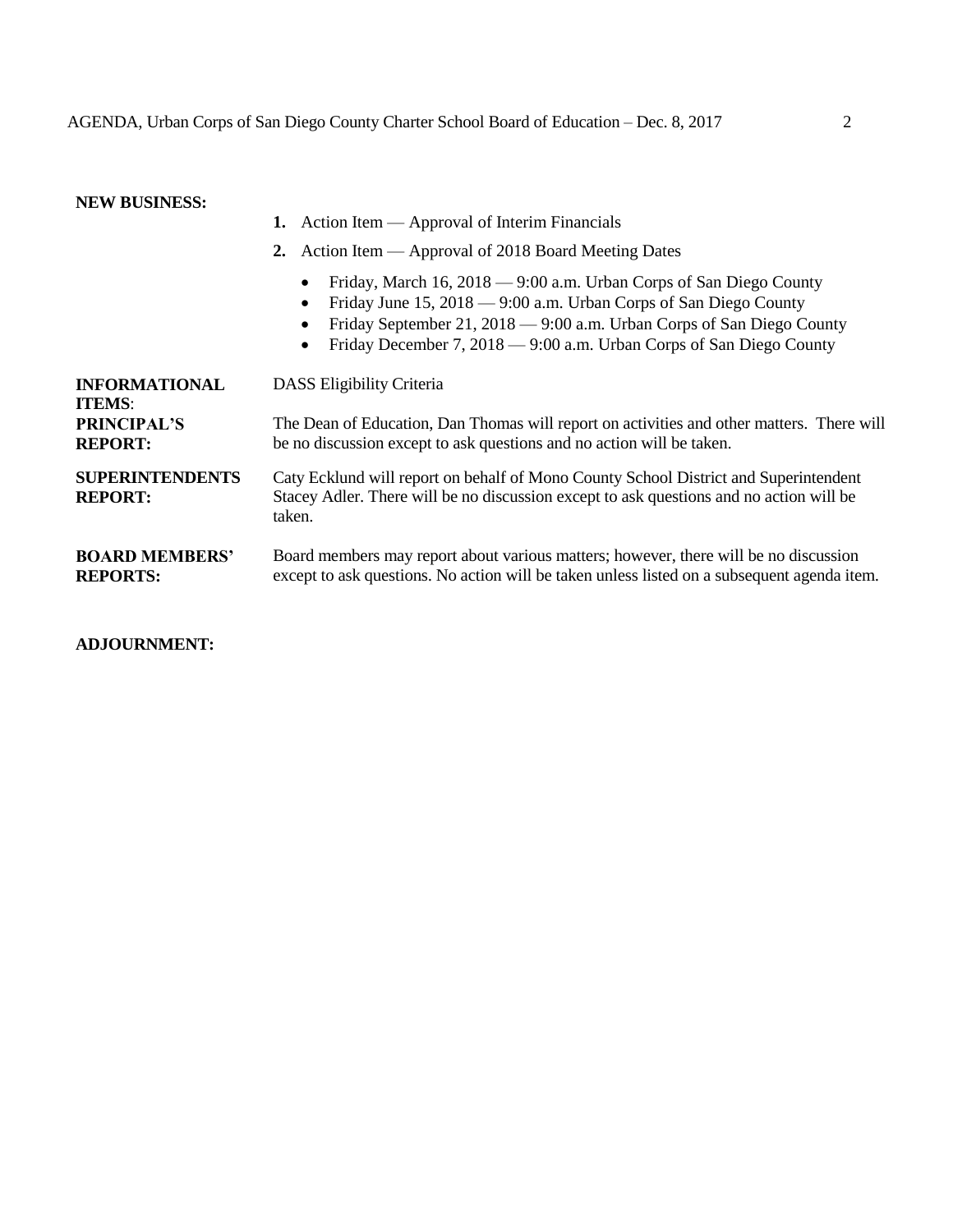**NEW BUSINESS:**

1. Action Item — Approval of Interim Financials
2. Action Item — Approval of 2018 Board Meeting Dates
   - Friday, March 16, 2018 — 9:00 a.m. Urban Corps of San Diego County
   - Friday June 15, 2018 — 9:00 a.m. Urban Corps of San Diego County
   - Friday September 21, 2018 — 9:00 a.m. Urban Corps of San Diego County
   - Friday December 7, 2018 — 9:00 a.m. Urban Corps of San Diego County

**INFORMATIONAL ITEMS**: DASS Eligibility Criteria

**PRINCIPAL'S REPORT:** The Dean of Education, Dan Thomas will report on activities and other matters. There will be no discussion except to ask questions and no action will be taken.

**SUPERINTENDENTS REPORT:** Caty Ecklund will report on behalf of Mono County School District and Superintendent Stacey Adler. There will be no discussion except to ask questions and no action will be taken.

**BOARD MEMBERS' REPORTS:** Board members may report about various matters; however, there will be no discussion except to ask questions. No action will be taken unless listed on a subsequent agenda item.

**ADJOURNMENT:**